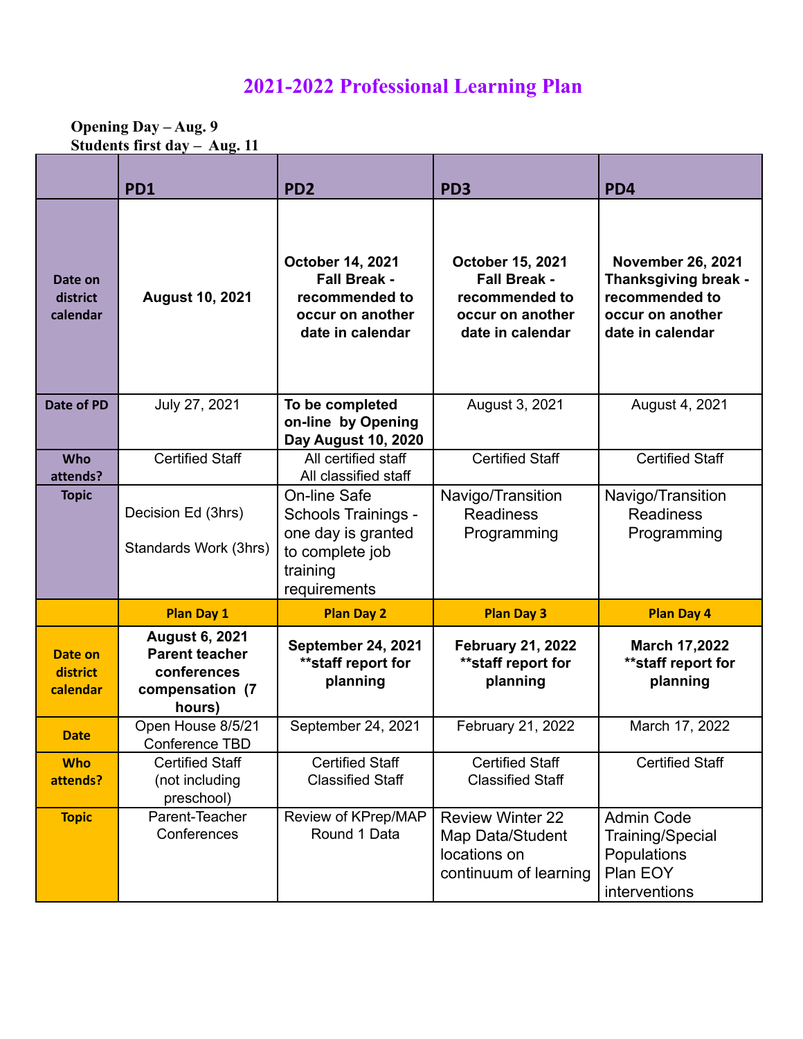# 2021-2022 Professional Learning Plan

**Opening Day – Aug. 9**
**Students first day – Aug. 11**

| | PD1 | PD2 | PD3 | PD4 |
|---|---|---|---|---|
| **Date on district calendar** | **August 10, 2021** | **October 14, 2021 Fall Break - recommended to occur on another date in calendar** | **October 15, 2021 Fall Break - recommended to occur on another date in calendar** | **November 26, 2021 Thanksgiving break - recommended to occur on another date in calendar** |
| **Date of PD** | July 27, 2021 | **To be completed on-line by Opening Day August 10, 2020** | August 3, 2021 | August 4, 2021 |
| **Who attends?** | Certified Staff | All certified staff<br>All classified staff | Certified Staff | Certified Staff |
| **Topic** | Decision Ed (3hrs)<br><br>Standards Work (3hrs) | On-line Safe Schools Trainings - one day is granted to complete job training requirements | Navigo/Transition Readiness Programming | Navigo/Transition Readiness Programming |
| | **Plan Day 1** | **Plan Day 2** | **Plan Day 3** | **Plan Day 4** |
| **Date on district calendar** | **August 6, 2021 Parent teacher conferences compensation (7 hours)** | **September 24, 2021 **staff report for planning** | **February 21, 2022 **staff report for planning** | **March 17,2022 **staff report for planning** |
| **Date** | Open House 8/5/21<br>Conference TBD | September 24, 2021 | February 21, 2022 | March 17, 2022 |
| **Who attends?** | Certified Staff (not including preschool) | Certified Staff<br>Classified Staff | Certified Staff<br>Classified Staff | Certified Staff |
| **Topic** | Parent-Teacher Conferences | Review of KPrep/MAP Round 1 Data | Review Winter 22 Map Data/Student locations on continuum of learning | Admin Code Training/Special Populations<br>Plan EOY interventions |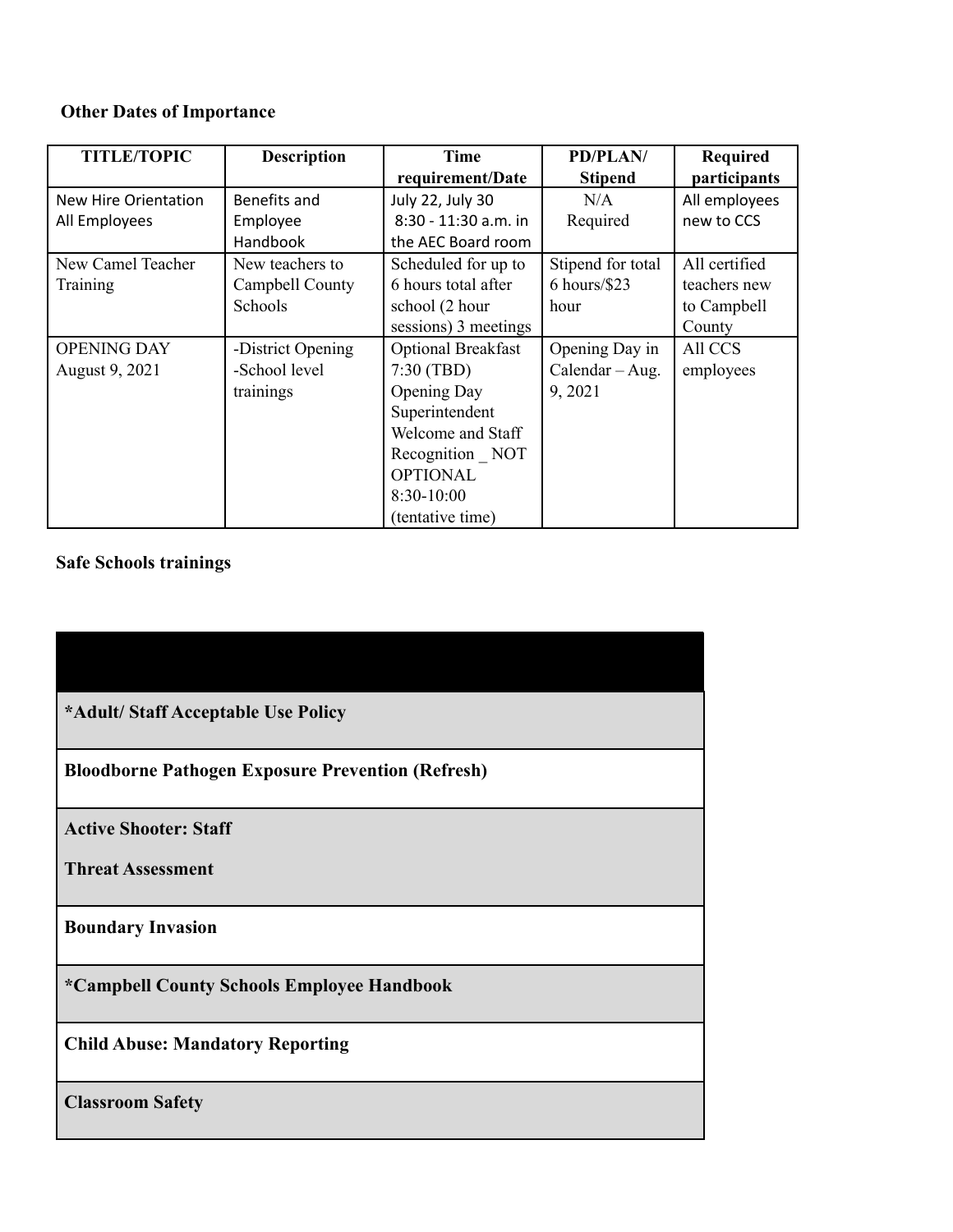**Other Dates of Importance**

| TITLE/TOPIC | Description | Time requirement/Date | PD/PLAN/ Stipend | Required participants |
|---|---|---|---|---|
| New Hire Orientation All Employees | Benefits and Employee Handbook | July 22, July 30 8:30 - 11:30 a.m. in the AEC Board room | N/A Required | All employees new to CCS |
| New Camel Teacher Training | New teachers to Campbell County Schools | Scheduled for up to 6 hours total after school (2 hour sessions) 3 meetings | Stipend for total 6 hours/$23 hour | All certified teachers new to Campbell County |
| OPENING DAY August 9, 2021 | -District Opening -School level trainings | Optional Breakfast 7:30 (TBD) Opening Day Superintendent Welcome and Staff Recognition _ NOT OPTIONAL 8:30-10:00 (tentative time) | Opening Day in Calendar – Aug. 9, 2021 | All CCS employees |

**Safe Schools trainings**

| |
|---|
| ***Adult/ Staff Acceptable Use Policy** |
| **Bloodborne Pathogen Exposure Prevention (Refresh)** |
| **Active Shooter: Staff**<br>**Threat Assessment** |
| **Boundary Invasion** |
| ***Campbell County Schools Employee Handbook** |
| **Child Abuse: Mandatory Reporting** |
| **Classroom Safety** |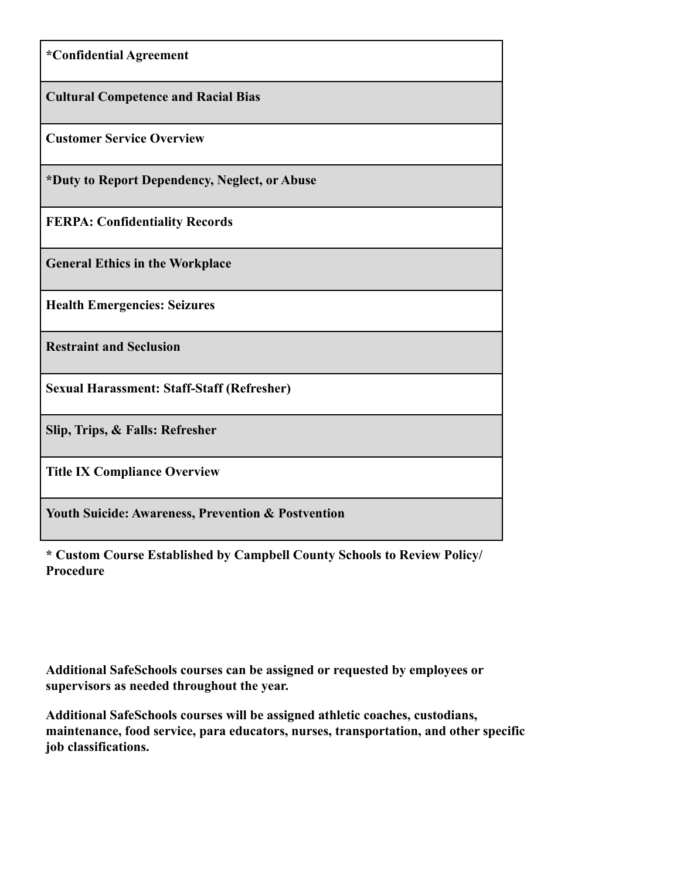| **\*Confidential Agreement** |
|---|
| **Cultural Competence and Racial Bias** |
| **Customer Service Overview** |
| **\*Duty to Report Dependency, Neglect, or Abuse** |
| **FERPA: Confidentiality Records** |
| **General Ethics in the Workplace** |
| **Health Emergencies: Seizures** |
| **Restraint and Seclusion** |
| **Sexual Harassment: Staff-Staff (Refresher)** |
| **Slip, Trips, & Falls: Refresher** |
| **Title IX Compliance Overview** |
| **Youth Suicide: Awareness, Prevention & Postvention** |

**\* Custom Course Established by Campbell County Schools to Review Policy/ Procedure**

**Additional SafeSchools courses can be assigned or requested by employees or supervisors as needed throughout the year.**

**Additional SafeSchools courses will be assigned athletic coaches, custodians, maintenance, food service, para educators, nurses, transportation, and other specific job classifications.**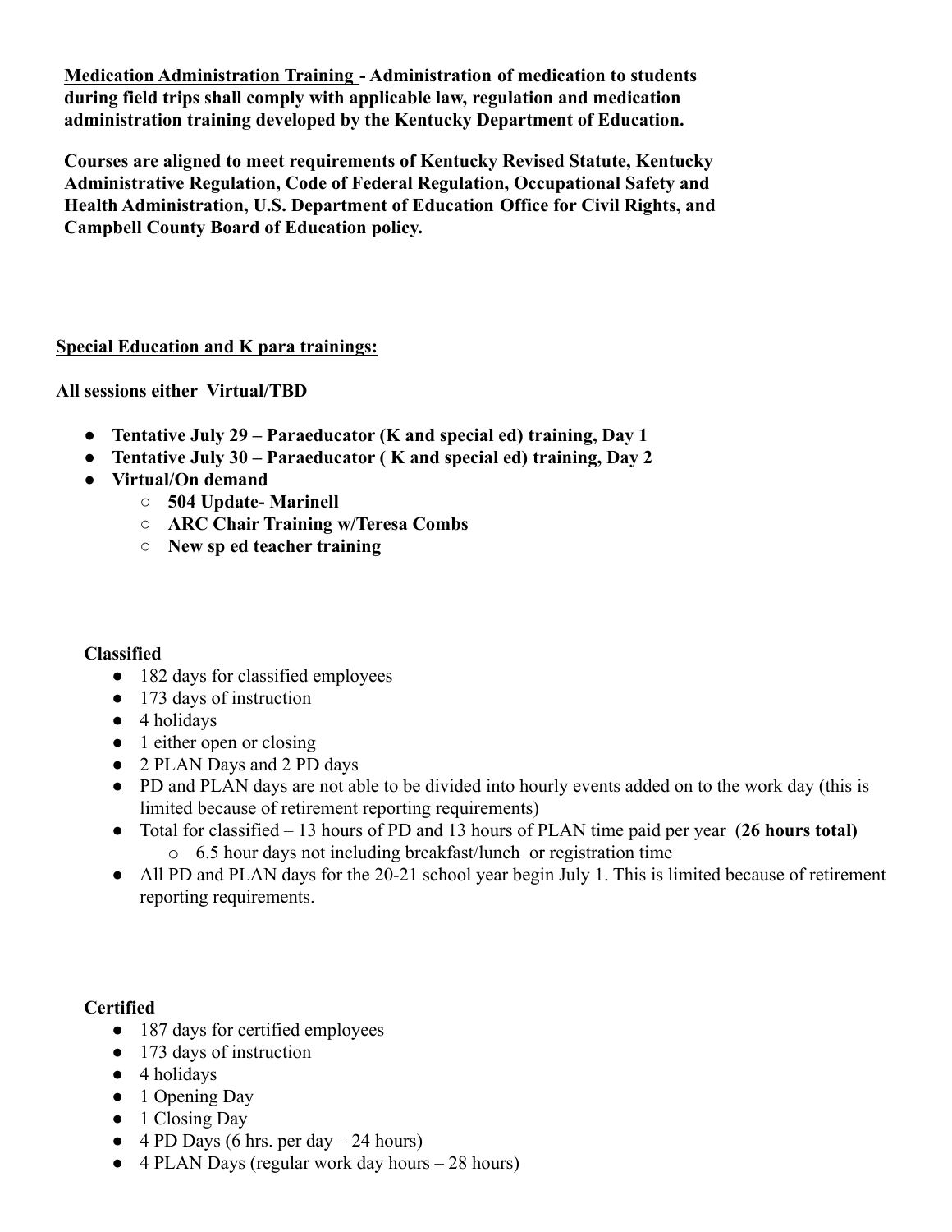**Medication Administration Training - Administration of medication to students during field trips shall comply with applicable law, regulation and medication administration training developed by the Kentucky Department of Education.**

**Courses are aligned to meet requirements of Kentucky Revised Statute, Kentucky Administrative Regulation, Code of Federal Regulation, Occupational Safety and Health Administration, U.S. Department of Education Office for Civil Rights, and Campbell County Board of Education policy.**

**Special Education and K para trainings:**

**All sessions either Virtual/TBD**

- **Tentative July 29 – Paraeducator (K and special ed) training, Day 1**
- **Tentative July 30 – Paraeducator ( K and special ed) training, Day 2**
- **Virtual/On demand**
  - **504 Update- Marinell**
  - **ARC Chair Training w/Teresa Combs**
  - **New sp ed teacher training**

**Classified**

- 182 days for classified employees
- 173 days of instruction
- 4 holidays
- 1 either open or closing
- 2 PLAN Days and 2 PD days
- PD and PLAN days are not able to be divided into hourly events added on to the work day (this is limited because of retirement reporting requirements)
- Total for classified – 13 hours of PD and 13 hours of PLAN time paid per year (**26 hours total)**
  - 6.5 hour days not including breakfast/lunch or registration time
- All PD and PLAN days for the 20-21 school year begin July 1. This is limited because of retirement reporting requirements.

**Certified**

- 187 days for certified employees
- 173 days of instruction
- 4 holidays
- 1 Opening Day
- 1 Closing Day
- 4 PD Days (6 hrs. per day – 24 hours)
- 4 PLAN Days (regular work day hours – 28 hours)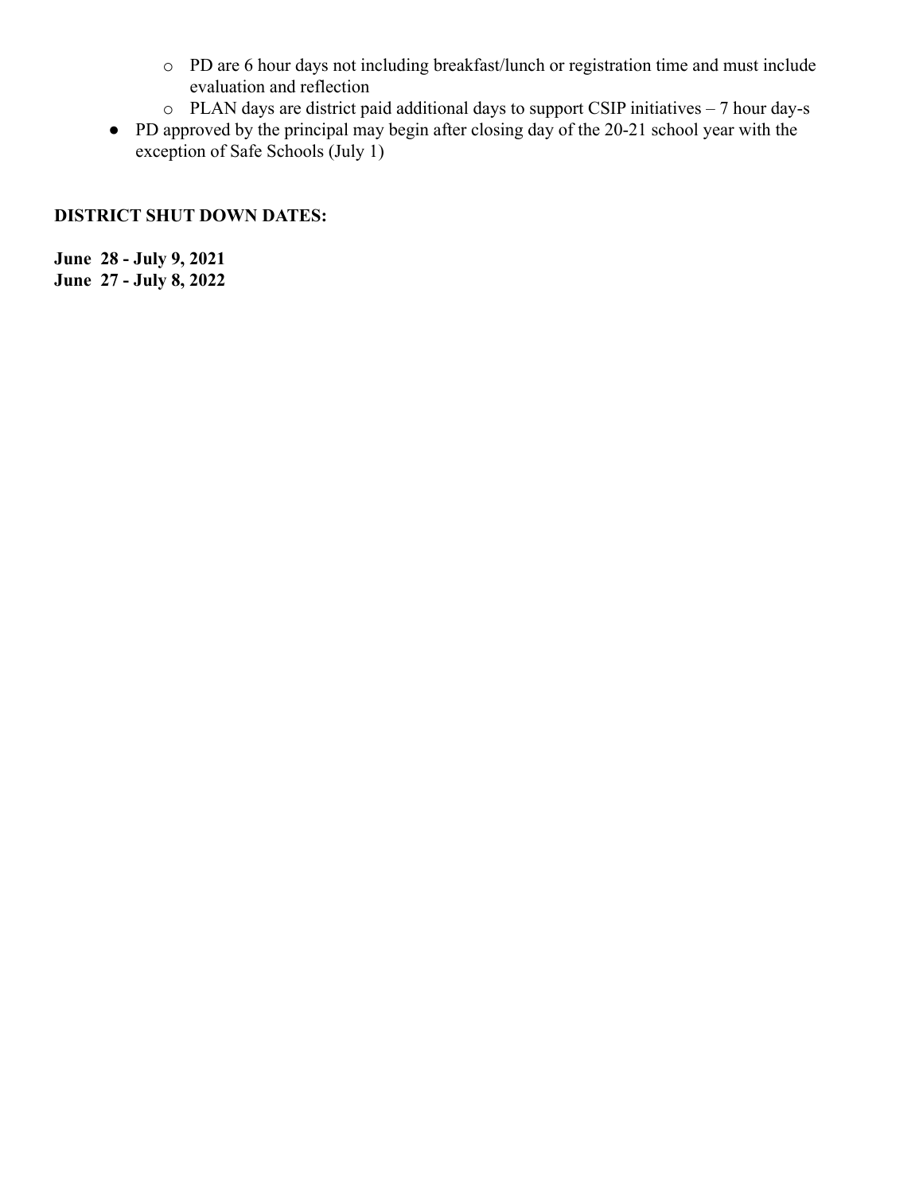- PD are 6 hour days not including breakfast/lunch or registration time and must include evaluation and reflection
  - PLAN days are district paid additional days to support CSIP initiatives – 7 hour day-s
- PD approved by the principal may begin after closing day of the 20-21 school year with the exception of Safe Schools (July 1)

**DISTRICT SHUT DOWN DATES:**

**June 28 - July 9, 2021**
**June 27 - July 8, 2022**